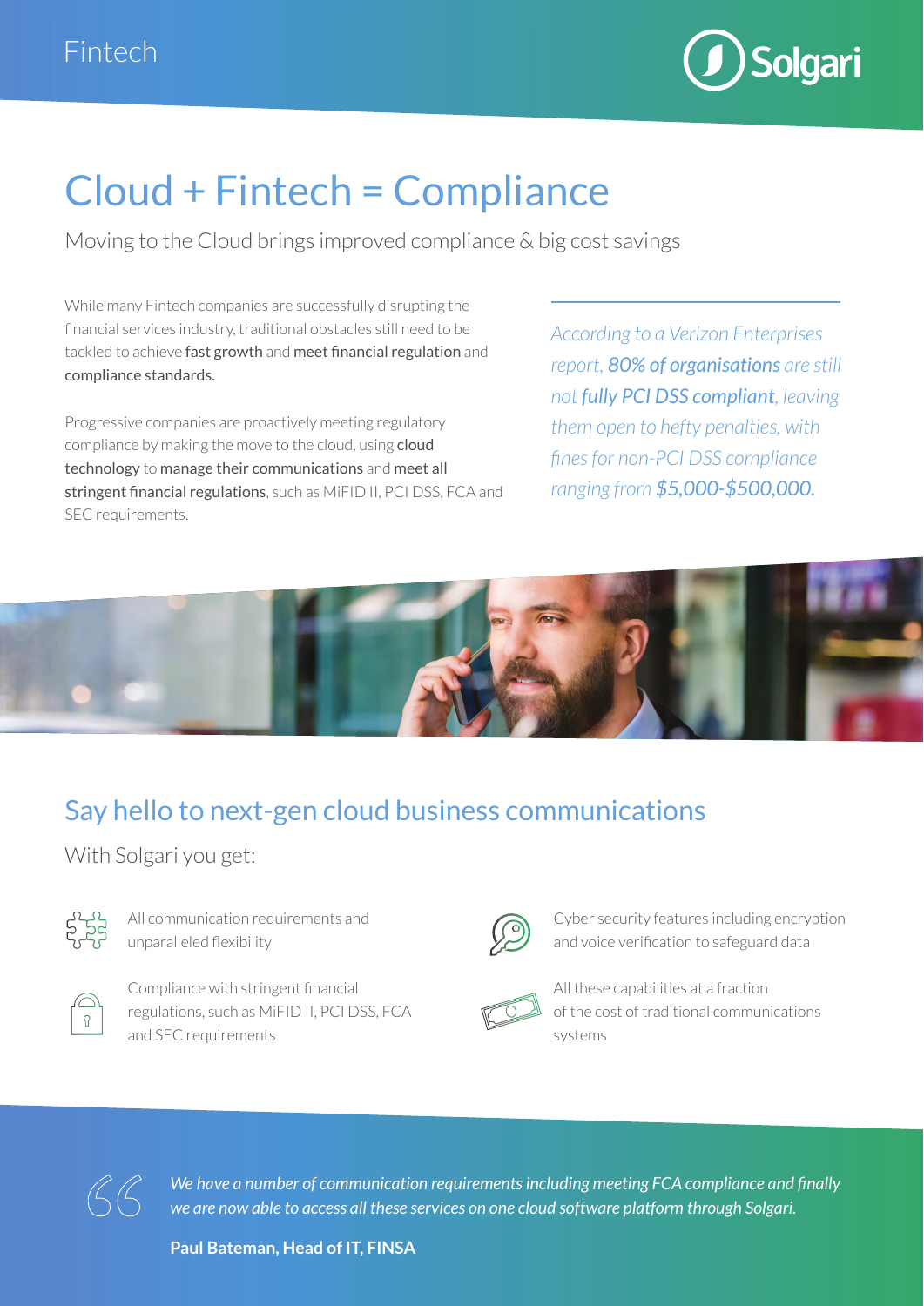Fintech

Solgari

# Cloud + Fintech = Compliance

Moving to the Cloud brings improved compliance & big cost savings

While many Fintech companies are successfully disrupting the financial services industry, traditional obstacles still need to be tackled to achieve **fast growth** and **meet financial regulation** and **compliance standards.**

Progressive companies are proactively meeting regulatory compliance by making the move to the cloud, using **cloud technology** to **manage their communications** and **meet all stringent financial regulations**, such as MiFID II, PCI DSS, FCA and SEC requirements.

*According to a Verizon Enterprises report, **80% of organisations** are still not **fully PCI DSS compliant**, leaving them open to hefty penalties, with fines for non-PCI DSS compliance ranging from **$5,000-$500,000.***

## Say hello to next-gen cloud business communications

With Solgari you get:

- All communication requirements and unparalleled flexibility
- Compliance with stringent financial regulations, such as MiFID II, PCI DSS, FCA and SEC requirements
- Cyber security features including encryption and voice verification to safeguard data
- All these capabilities at a fraction of the cost of traditional communications systems

> *We have a number of communication requirements including meeting FCA compliance and finally we are now able to access all these services on one cloud software platform through Solgari.*
>
> **Paul Bateman, Head of IT, FINSA**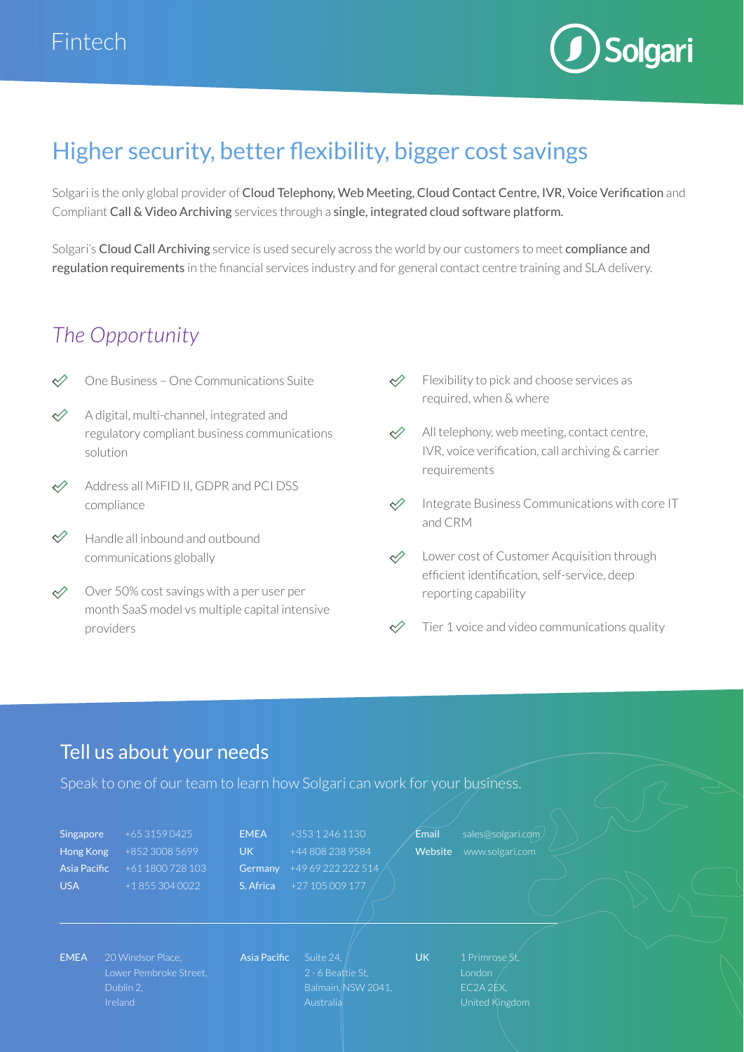Fintech

Solgari

# Higher security, better flexibility, bigger cost savings

Solgari is the only global provider of **Cloud Telephony, Web Meeting, Cloud Contact Centre, IVR, Voice Verification** and Compliant **Call & Video Archiving** services through a **single, integrated cloud software platform.**

Solgari's **Cloud Call Archiving** service is used securely across the world by our customers to meet **compliance and regulation requirements** in the financial services industry and for general contact centre training and SLA delivery.

## *The Opportunity*

- One Business – One Communications Suite
- A digital, multi-channel, integrated and regulatory compliant business communications solution
- Address all MiFID II, GDPR and PCI DSS compliance
- Handle all inbound and outbound communications globally
- Over 50% cost savings with a per user per month SaaS model vs multiple capital intensive providers
- Flexibility to pick and choose services as required, when & where
- All telephony, web meeting, contact centre, IVR, voice verification, call archiving & carrier requirements
- Integrate Business Communications with core IT and CRM
- Lower cost of Customer Acquisition through efficient identification, self-service, deep reporting capability
- Tier 1 voice and video communications quality

## Tell us about your needs

Speak to one of our team to learn how Solgari can work for your business.

| | |
|---|---|
| Singapore | +65 3159 0425 |
| Hong Kong | +852 3008 5699 |
| Asia Pacific | +61 1800 728 103 |
| USA | +1 855 304 0022 |
| EMEA | +353 1 246 1130 |
| UK | +44 808 238 9584 |
| Germany | +49 69 222 222 514 |
| S. Africa | +27 105 009 177 |
| Email | sales@solgari.com |
| Website | www.solgari.com |

**EMEA**
20 Windsor Place,
Lower Pembroke Street,
Dublin 2,
Ireland

**Asia Pacific**
Suite 24,
2 - 6 Beattie St,
Balmain, NSW 2041,
Australia

**UK**
1 Primrose St,
London
EC2A 2EX,
United Kingdom